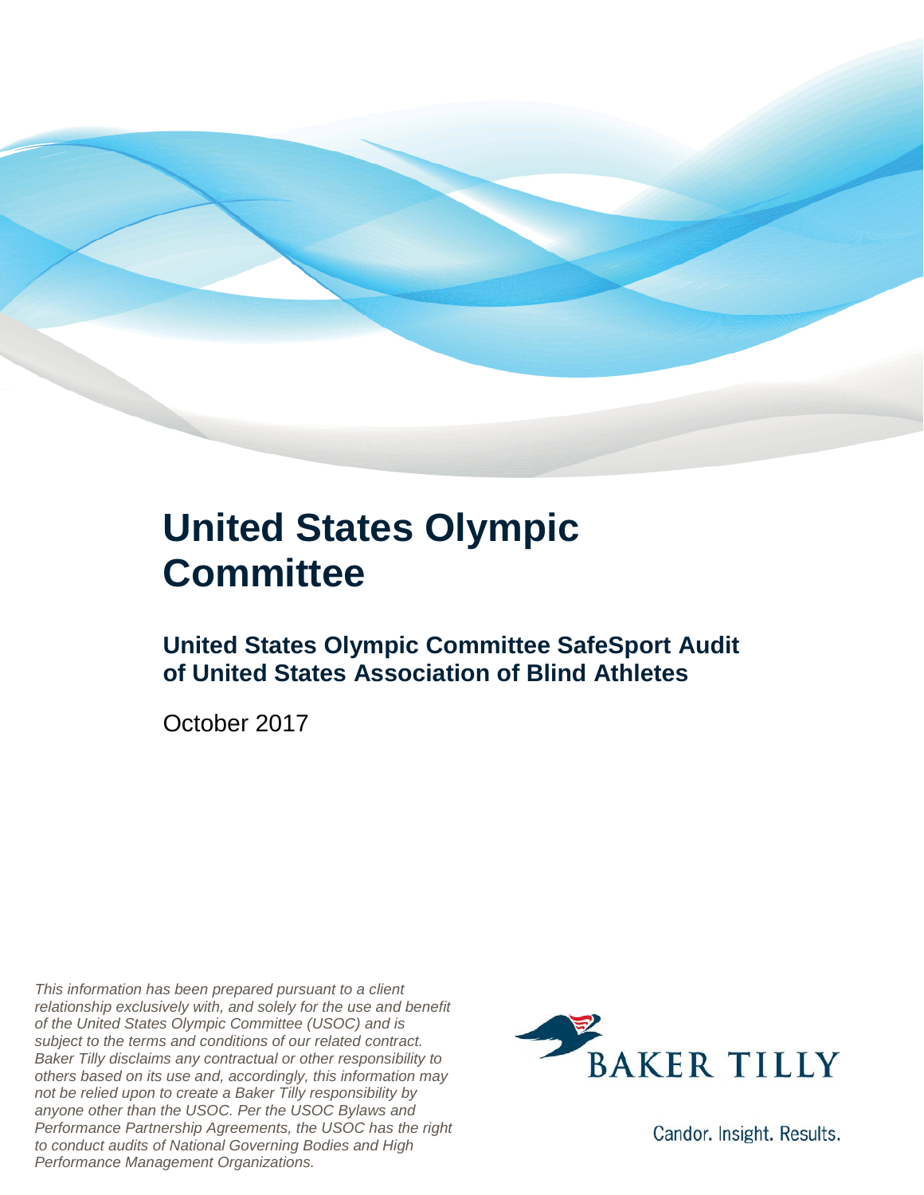# United States Olympic Committee

## United States Olympic Committee SafeSport Audit of United States Association of Blind Athletes

October 2017

*This information has been prepared pursuant to a client relationship exclusively with, and solely for the use and benefit of the United States Olympic Committee (USOC) and is subject to the terms and conditions of our related contract. Baker Tilly disclaims any contractual or other responsibility to others based on its use and, accordingly, this information may not be relied upon to create a Baker Tilly responsibility by anyone other than the USOC. Per the USOC Bylaws and Performance Partnership Agreements, the USOC has the right to conduct audits of National Governing Bodies and High Performance Management Organizations.*

BAKER TILLY

Candor. Insight. Results.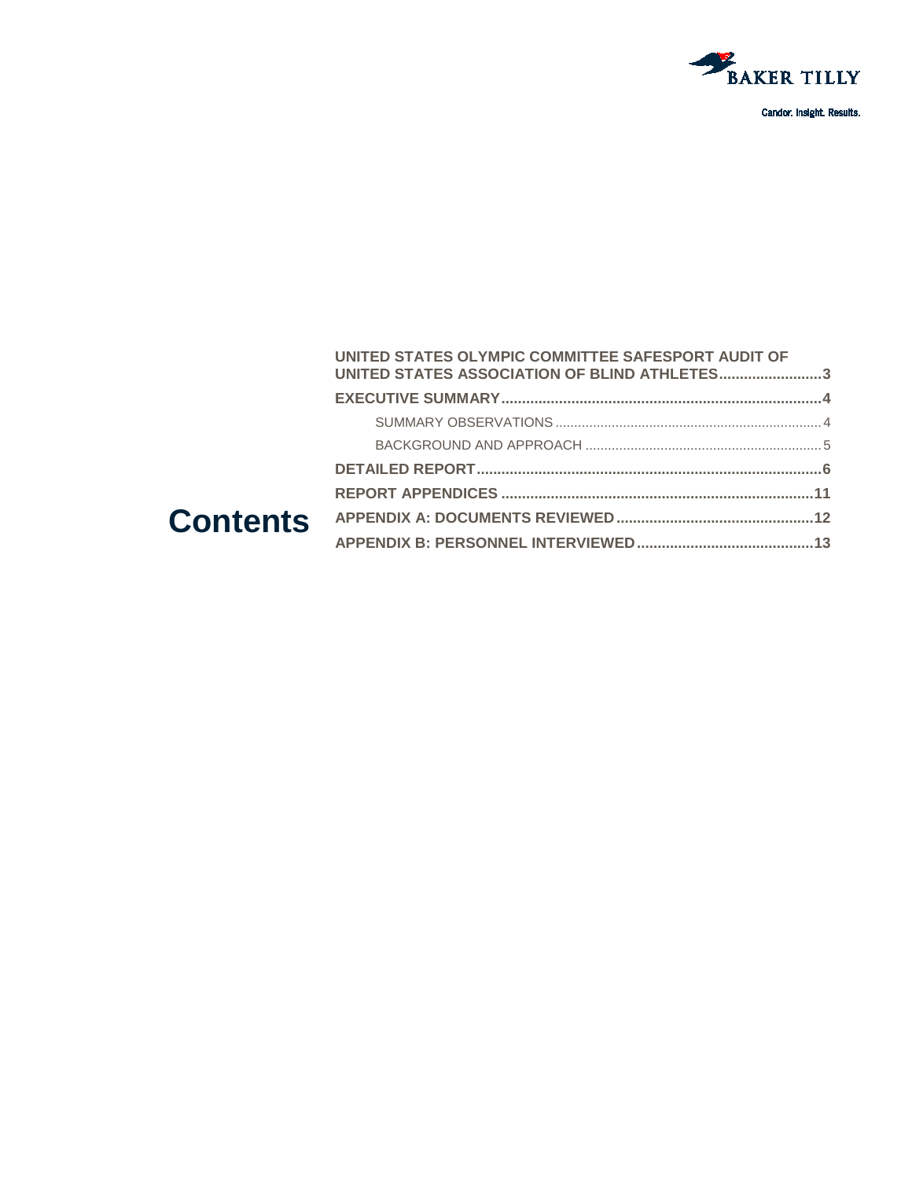# Contents

- UNITED STATES OLYMPIC COMMITTEE SAFESPORT AUDIT OF UNITED STATES ASSOCIATION OF BLIND ATHLETES .......... 3
- EXECUTIVE SUMMARY .......... 4
  - SUMMARY OBSERVATIONS .......... 4
  - BACKGROUND AND APPROACH .......... 5
- DETAILED REPORT .......... 6
- REPORT APPENDICES .......... 11
- APPENDIX A: DOCUMENTS REVIEWED .......... 12
- APPENDIX B: PERSONNEL INTERVIEWED .......... 13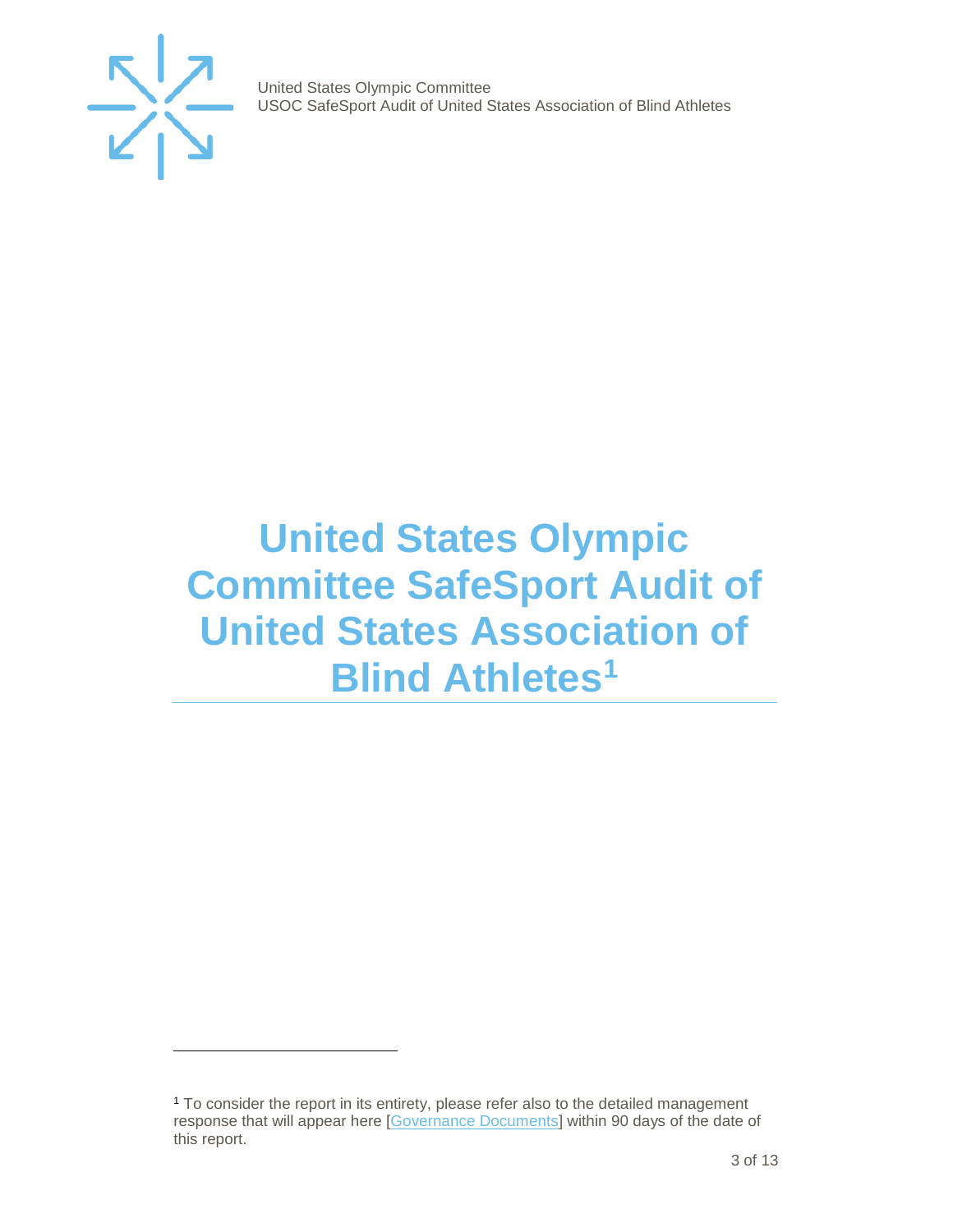# United States Olympic Committee SafeSport Audit of United States Association of Blind Athletes[1]

[1] To consider the report in its entirety, please refer also to the detailed management response that will appear here [Governance Documents] within 90 days of the date of this report.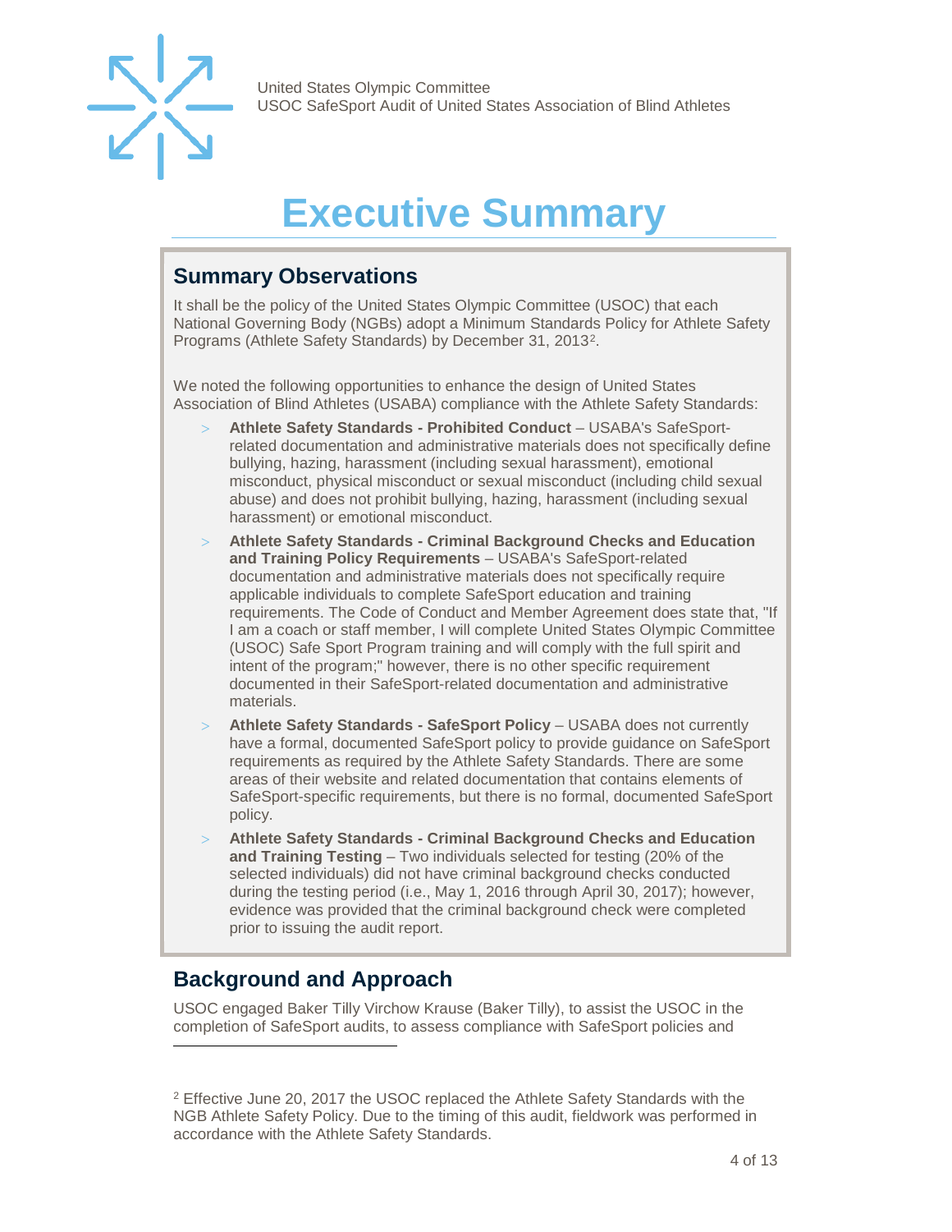# Executive Summary

## Summary Observations

It shall be the policy of the United States Olympic Committee (USOC) that each National Governing Body (NGBs) adopt a Minimum Standards Policy for Athlete Safety Programs (Athlete Safety Standards) by December 31, 2013[2].

We noted the following opportunities to enhance the design of United States Association of Blind Athletes (USABA) compliance with the Athlete Safety Standards:

- **Athlete Safety Standards - Prohibited Conduct** – USABA's SafeSport-related documentation and administrative materials does not specifically define bullying, hazing, harassment (including sexual harassment), emotional misconduct, physical misconduct or sexual misconduct (including child sexual abuse) and does not prohibit bullying, hazing, harassment (including sexual harassment) or emotional misconduct.
- **Athlete Safety Standards - Criminal Background Checks and Education and Training Policy Requirements** – USABA's SafeSport-related documentation and administrative materials does not specifically require applicable individuals to complete SafeSport education and training requirements. The Code of Conduct and Member Agreement does state that, "If I am a coach or staff member, I will complete United States Olympic Committee (USOC) Safe Sport Program training and will comply with the full spirit and intent of the program;" however, there is no other specific requirement documented in their SafeSport-related documentation and administrative materials.
- **Athlete Safety Standards - SafeSport Policy** – USABA does not currently have a formal, documented SafeSport policy to provide guidance on SafeSport requirements as required by the Athlete Safety Standards. There are some areas of their website and related documentation that contains elements of SafeSport-specific requirements, but there is no formal, documented SafeSport policy.
- **Athlete Safety Standards - Criminal Background Checks and Education and Training Testing** – Two individuals selected for testing (20% of the selected individuals) did not have criminal background checks conducted during the testing period (i.e., May 1, 2016 through April 30, 2017); however, evidence was provided that the criminal background check were completed prior to issuing the audit report.

## Background and Approach

USOC engaged Baker Tilly Virchow Krause (Baker Tilly), to assist the USOC in the completion of SafeSport audits, to assess compliance with SafeSport policies and

---

[2] Effective June 20, 2017 the USOC replaced the Athlete Safety Standards with the NGB Athlete Safety Policy. Due to the timing of this audit, fieldwork was performed in accordance with the Athlete Safety Standards.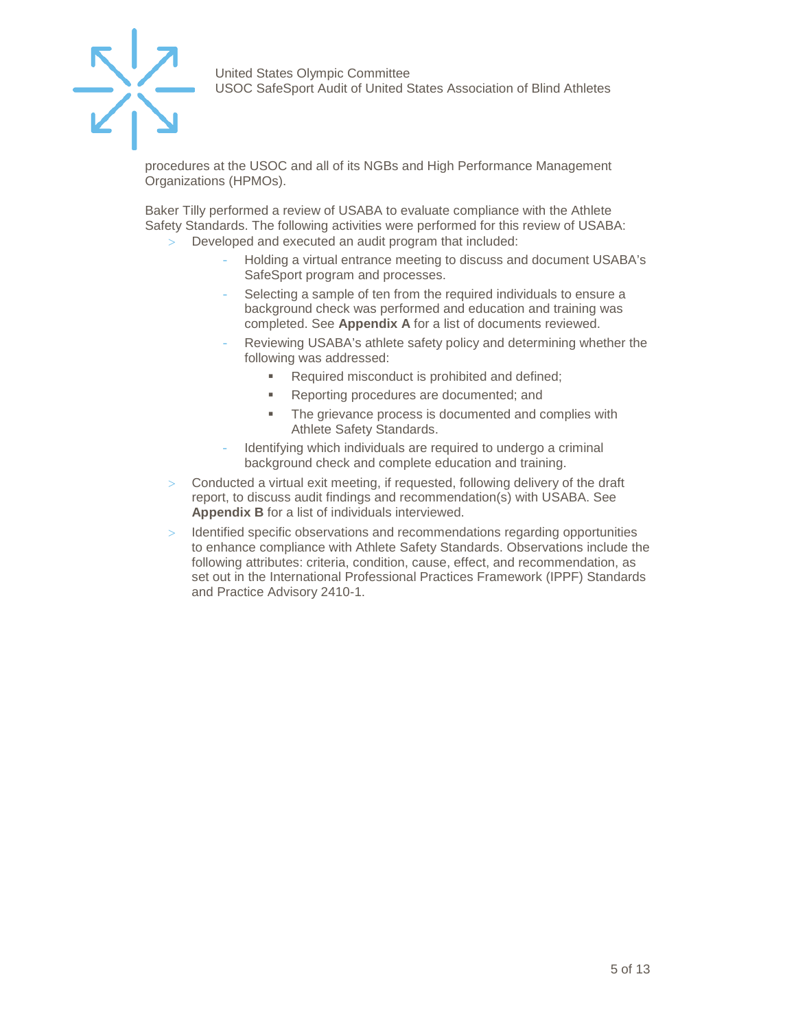procedures at the USOC and all of its NGBs and High Performance Management Organizations (HPMOs).

Baker Tilly performed a review of USABA to evaluate compliance with the Athlete Safety Standards. The following activities were performed for this review of USABA:

- Developed and executed an audit program that included:
  - Holding a virtual entrance meeting to discuss and document USABA's SafeSport program and processes.
  - Selecting a sample of ten from the required individuals to ensure a background check was performed and education and training was completed. See **Appendix A** for a list of documents reviewed.
  - Reviewing USABA's athlete safety policy and determining whether the following was addressed:
    - Required misconduct is prohibited and defined;
    - Reporting procedures are documented; and
    - The grievance process is documented and complies with Athlete Safety Standards.
  - Identifying which individuals are required to undergo a criminal background check and complete education and training.
- Conducted a virtual exit meeting, if requested, following delivery of the draft report, to discuss audit findings and recommendation(s) with USABA. See **Appendix B** for a list of individuals interviewed.
- Identified specific observations and recommendations regarding opportunities to enhance compliance with Athlete Safety Standards. Observations include the following attributes: criteria, condition, cause, effect, and recommendation, as set out in the International Professional Practices Framework (IPPF) Standards and Practice Advisory 2410-1.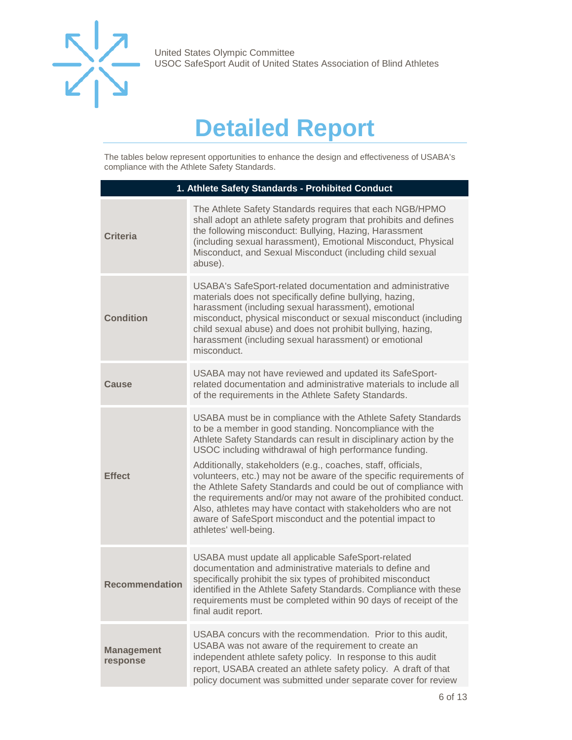# Detailed Report

The tables below represent opportunities to enhance the design and effectiveness of USABA's compliance with the Athlete Safety Standards.

| 1. Athlete Safety Standards - Prohibited Conduct | |
|---|---|
| **Criteria** | The Athlete Safety Standards requires that each NGB/HPMO shall adopt an athlete safety program that prohibits and defines the following misconduct: Bullying, Hazing, Harassment (including sexual harassment), Emotional Misconduct, Physical Misconduct, and Sexual Misconduct (including child sexual abuse). |
| **Condition** | USABA's SafeSport-related documentation and administrative materials does not specifically define bullying, hazing, harassment (including sexual harassment), emotional misconduct, physical misconduct or sexual misconduct (including child sexual abuse) and does not prohibit bullying, hazing, harassment (including sexual harassment) or emotional misconduct. |
| **Cause** | USABA may not have reviewed and updated its SafeSport-related documentation and administrative materials to include all of the requirements in the Athlete Safety Standards. |
| **Effect** | USABA must be in compliance with the Athlete Safety Standards to be a member in good standing. Noncompliance with the Athlete Safety Standards can result in disciplinary action by the USOC including withdrawal of high performance funding.<br><br>Additionally, stakeholders (e.g., coaches, staff, officials, volunteers, etc.) may not be aware of the specific requirements of the Athlete Safety Standards and could be out of compliance with the requirements and/or may not aware of the prohibited conduct. Also, athletes may have contact with stakeholders who are not aware of SafeSport misconduct and the potential impact to athletes' well-being. |
| **Recommendation** | USABA must update all applicable SafeSport-related documentation and administrative materials to define and specifically prohibit the six types of prohibited misconduct identified in the Athlete Safety Standards. Compliance with these requirements must be completed within 90 days of receipt of the final audit report. |
| **Management response** | USABA concurs with the recommendation. Prior to this audit, USABA was not aware of the requirement to create an independent athlete safety policy. In response to this audit report, USABA created an athlete safety policy. A draft of that policy document was submitted under separate cover for review |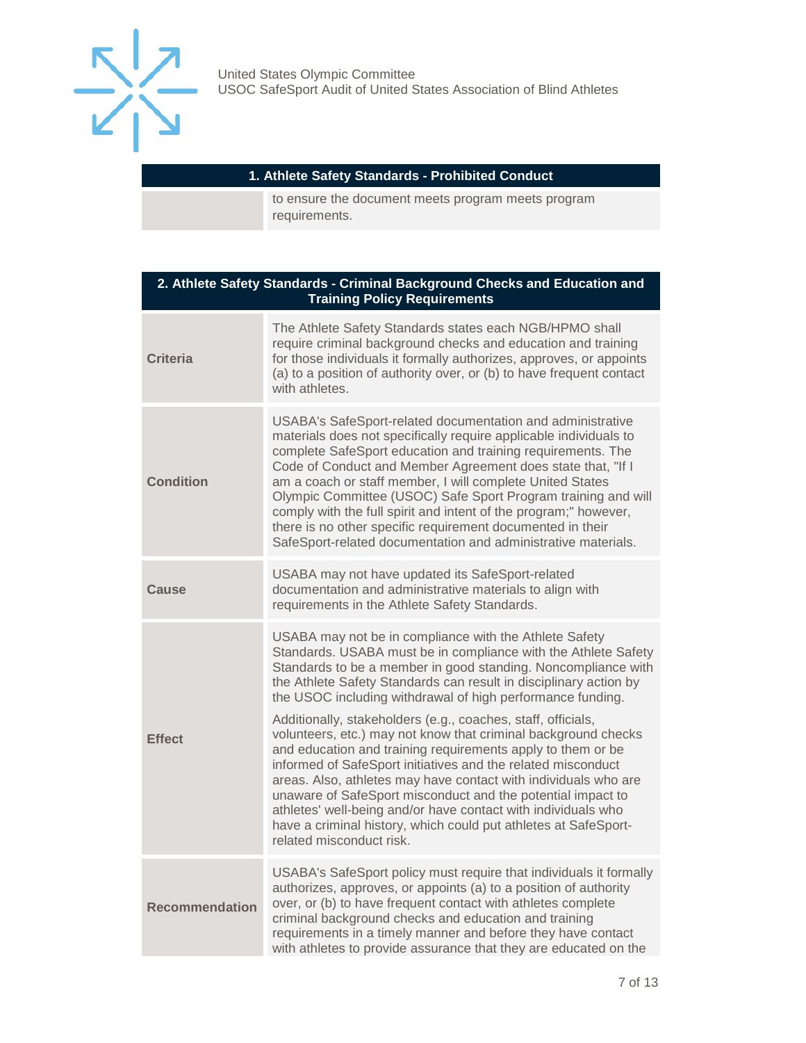| 1. Athlete Safety Standards - Prohibited Conduct | |
|---|---|
| | to ensure the document meets program meets program requirements. |

| 2. Athlete Safety Standards - Criminal Background Checks and Education and Training Policy Requirements | |
|---|---|
| **Criteria** | The Athlete Safety Standards states each NGB/HPMO shall require criminal background checks and education and training for those individuals it formally authorizes, approves, or appoints (a) to a position of authority over, or (b) to have frequent contact with athletes. |
| **Condition** | USABA's SafeSport-related documentation and administrative materials does not specifically require applicable individuals to complete SafeSport education and training requirements. The Code of Conduct and Member Agreement does state that, "If I am a coach or staff member, I will complete United States Olympic Committee (USOC) Safe Sport Program training and will comply with the full spirit and intent of the program;" however, there is no other specific requirement documented in their SafeSport-related documentation and administrative materials. |
| **Cause** | USABA may not have updated its SafeSport-related documentation and administrative materials to align with requirements in the Athlete Safety Standards. |
| **Effect** | USABA may not be in compliance with the Athlete Safety Standards. USABA must be in compliance with the Athlete Safety Standards to be a member in good standing. Noncompliance with the Athlete Safety Standards can result in disciplinary action by the USOC including withdrawal of high performance funding.<br><br>Additionally, stakeholders (e.g., coaches, staff, officials, volunteers, etc.) may not know that criminal background checks and education and training requirements apply to them or be informed of SafeSport initiatives and the related misconduct areas. Also, athletes may have contact with individuals who are unaware of SafeSport misconduct and the potential impact to athletes' well-being and/or have contact with individuals who have a criminal history, which could put athletes at SafeSport-related misconduct risk. |
| **Recommendation** | USABA's SafeSport policy must require that individuals it formally authorizes, approves, or appoints (a) to a position of authority over, or (b) to have frequent contact with athletes complete criminal background checks and education and training requirements in a timely manner and before they have contact with athletes to provide assurance that they are educated on the |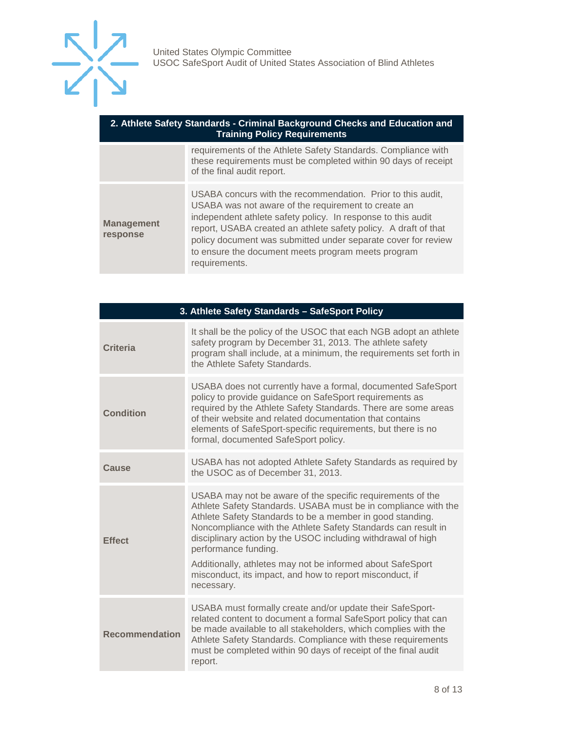| 2. Athlete Safety Standards - Criminal Background Checks and Education and Training Policy Requirements | |
|---|---|
| | requirements of the Athlete Safety Standards. Compliance with these requirements must be completed within 90 days of receipt of the final audit report. |
| **Management response** | USABA concurs with the recommendation. Prior to this audit, USABA was not aware of the requirement to create an independent athlete safety policy. In response to this audit report, USABA created an athlete safety policy. A draft of that policy document was submitted under separate cover for review to ensure the document meets program meets program requirements. |

| 3. Athlete Safety Standards – SafeSport Policy | |
|---|---|
| **Criteria** | It shall be the policy of the USOC that each NGB adopt an athlete safety program by December 31, 2013. The athlete safety program shall include, at a minimum, the requirements set forth in the Athlete Safety Standards. |
| **Condition** | USABA does not currently have a formal, documented SafeSport policy to provide guidance on SafeSport requirements as required by the Athlete Safety Standards. There are some areas of their website and related documentation that contains elements of SafeSport-specific requirements, but there is no formal, documented SafeSport policy. |
| **Cause** | USABA has not adopted Athlete Safety Standards as required by the USOC as of December 31, 2013. |
| **Effect** | USABA may not be aware of the specific requirements of the Athlete Safety Standards. USABA must be in compliance with the Athlete Safety Standards to be a member in good standing. Noncompliance with the Athlete Safety Standards can result in disciplinary action by the USOC including withdrawal of high performance funding.<br><br>Additionally, athletes may not be informed about SafeSport misconduct, its impact, and how to report misconduct, if necessary. |
| **Recommendation** | USABA must formally create and/or update their SafeSport-related content to document a formal SafeSport policy that can be made available to all stakeholders, which complies with the Athlete Safety Standards. Compliance with these requirements must be completed within 90 days of receipt of the final audit report. |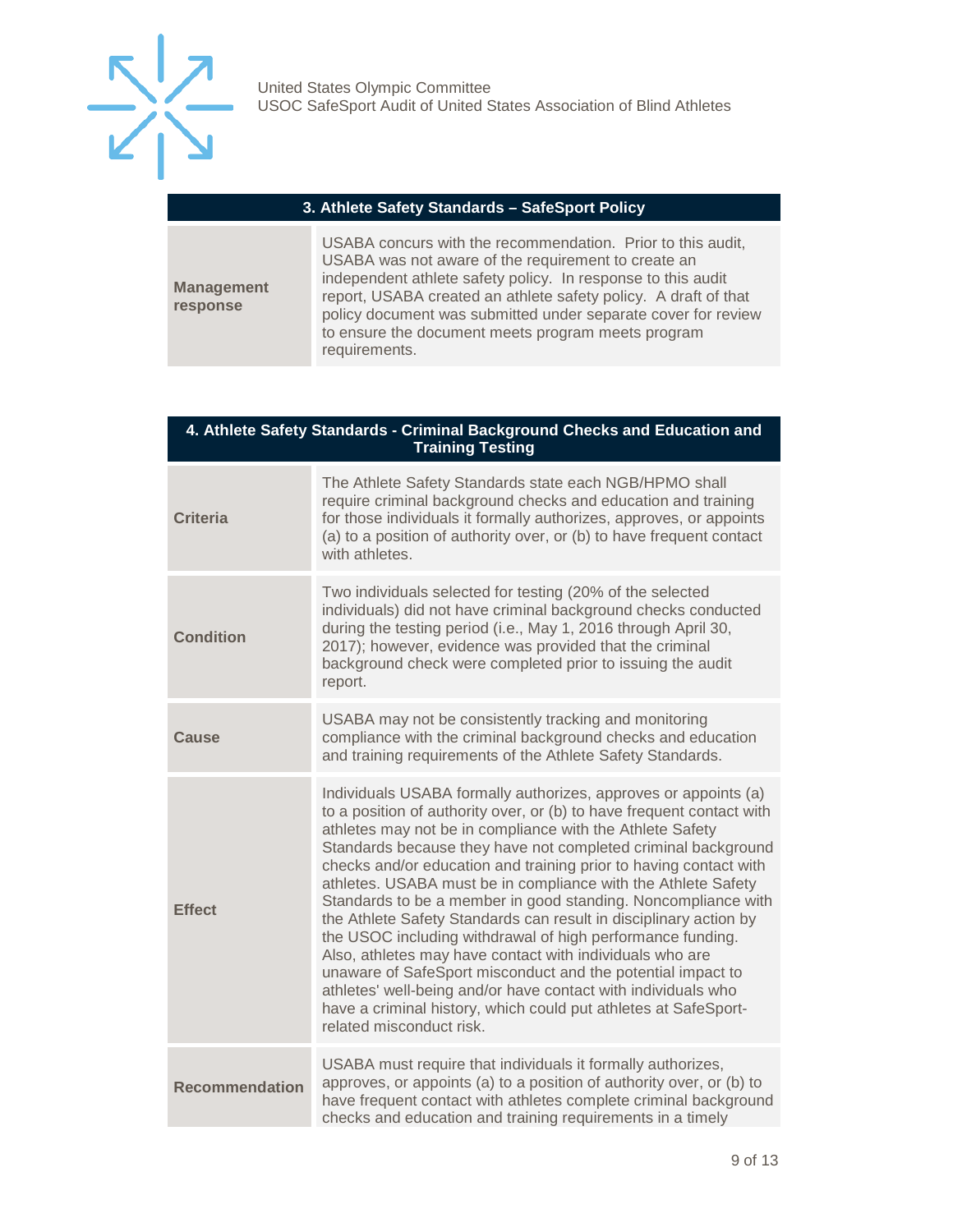| 3. Athlete Safety Standards – SafeSport Policy | |
|---|---|
| **Management response** | USABA concurs with the recommendation. Prior to this audit, USABA was not aware of the requirement to create an independent athlete safety policy. In response to this audit report, USABA created an athlete safety policy. A draft of that policy document was submitted under separate cover for review to ensure the document meets program meets program requirements. |

| 4. Athlete Safety Standards - Criminal Background Checks and Education and Training Testing | |
|---|---|
| **Criteria** | The Athlete Safety Standards state each NGB/HPMO shall require criminal background checks and education and training for those individuals it formally authorizes, approves, or appoints (a) to a position of authority over, or (b) to have frequent contact with athletes. |
| **Condition** | Two individuals selected for testing (20% of the selected individuals) did not have criminal background checks conducted during the testing period (i.e., May 1, 2016 through April 30, 2017); however, evidence was provided that the criminal background check were completed prior to issuing the audit report. |
| **Cause** | USABA may not be consistently tracking and monitoring compliance with the criminal background checks and education and training requirements of the Athlete Safety Standards. |
| **Effect** | Individuals USABA formally authorizes, approves or appoints (a) to a position of authority over, or (b) to have frequent contact with athletes may not be in compliance with the Athlete Safety Standards because they have not completed criminal background checks and/or education and training prior to having contact with athletes. USABA must be in compliance with the Athlete Safety Standards to be a member in good standing. Noncompliance with the Athlete Safety Standards can result in disciplinary action by the USOC including withdrawal of high performance funding. Also, athletes may have contact with individuals who are unaware of SafeSport misconduct and the potential impact to athletes' well-being and/or have contact with individuals who have a criminal history, which could put athletes at SafeSport-related misconduct risk. |
| **Recommendation** | USABA must require that individuals it formally authorizes, approves, or appoints (a) to a position of authority over, or (b) to have frequent contact with athletes complete criminal background checks and education and training requirements in a timely |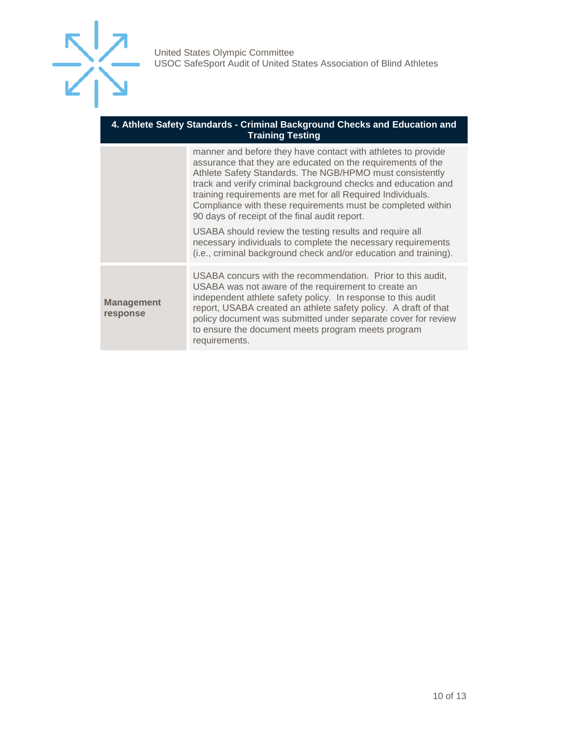| 4. Athlete Safety Standards - Criminal Background Checks and Education and Training Testing | |
|---|---|
| | manner and before they have contact with athletes to provide assurance that they are educated on the requirements of the Athlete Safety Standards. The NGB/HPMO must consistently track and verify criminal background checks and education and training requirements are met for all Required Individuals. Compliance with these requirements must be completed within 90 days of receipt of the final audit report.<br><br>USABA should review the testing results and require all necessary individuals to complete the necessary requirements (i.e., criminal background check and/or education and training). |
| **Management response** | USABA concurs with the recommendation. Prior to this audit, USABA was not aware of the requirement to create an independent athlete safety policy. In response to this audit report, USABA created an athlete safety policy. A draft of that policy document was submitted under separate cover for review to ensure the document meets program meets program requirements. |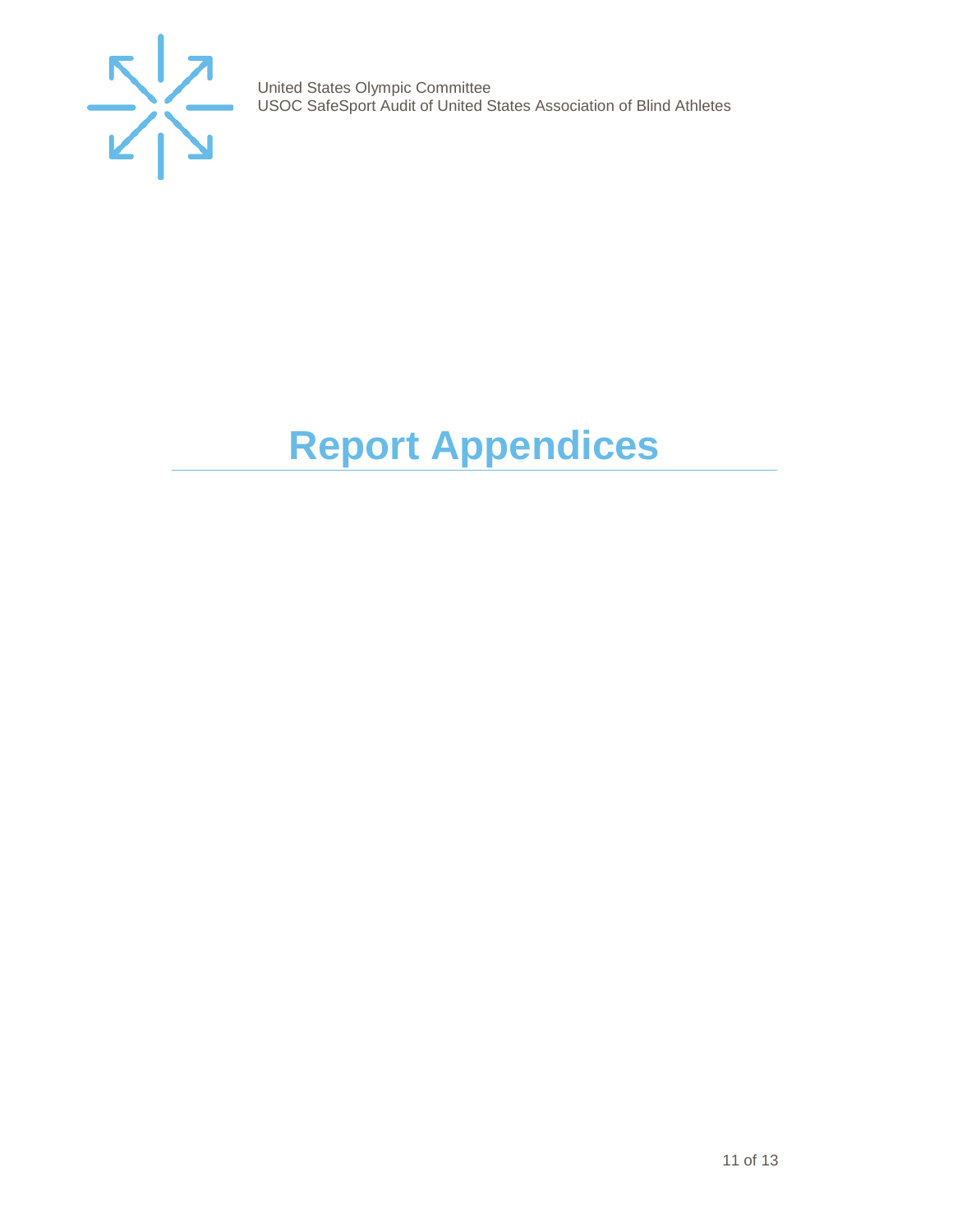# Report Appendices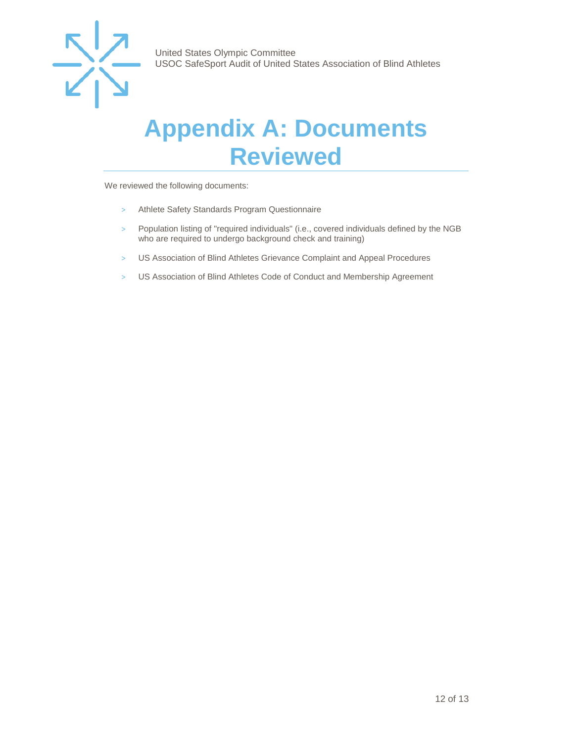# Appendix A: Documents Reviewed

We reviewed the following documents:

- Athlete Safety Standards Program Questionnaire
- Population listing of "required individuals" (i.e., covered individuals defined by the NGB who are required to undergo background check and training)
- US Association of Blind Athletes Grievance Complaint and Appeal Procedures
- US Association of Blind Athletes Code of Conduct and Membership Agreement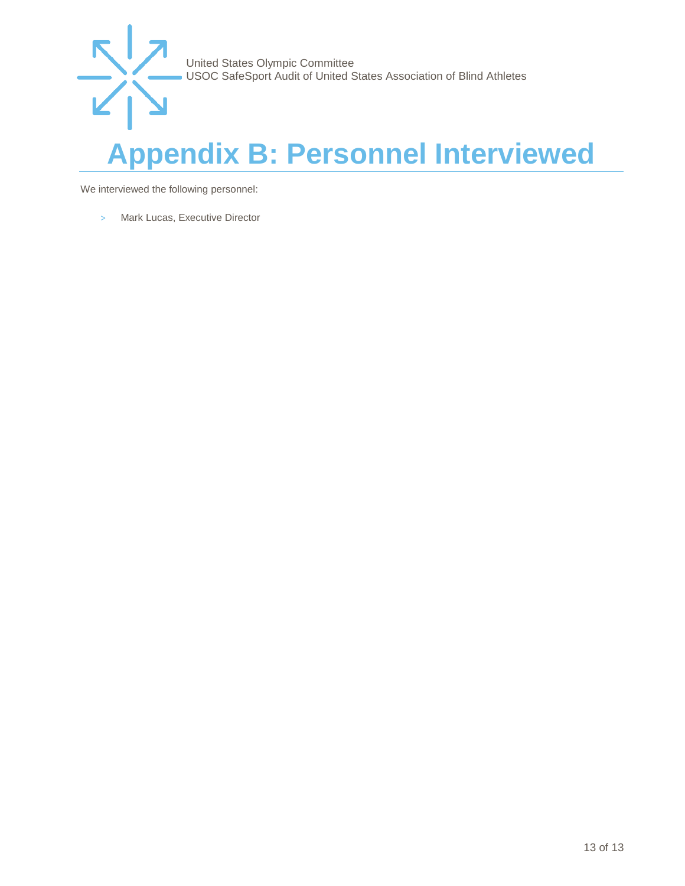# Appendix B: Personnel Interviewed

We interviewed the following personnel:

- Mark Lucas, Executive Director